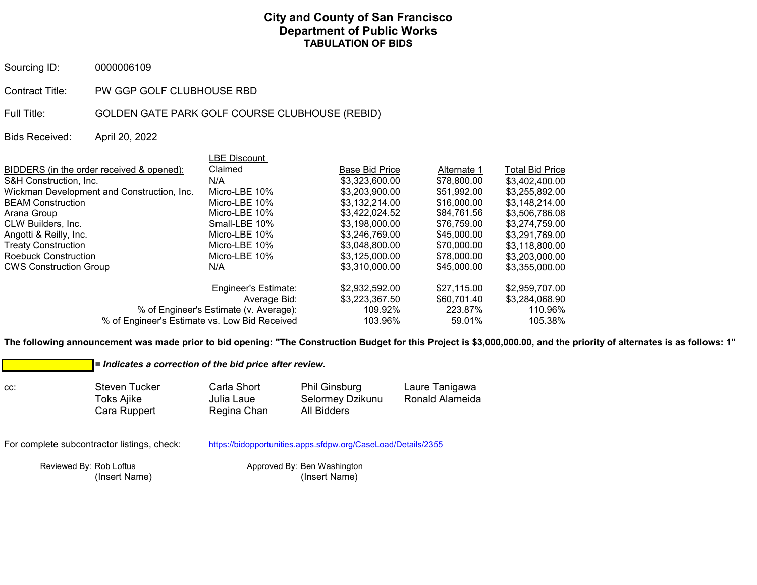# City and County of San Francisco
## Department of Public Works
### TABULATION OF BIDS

Sourcing ID: 0000006109

Contract Title: PW GGP GOLF CLUBHOUSE RBD

Full Title: GOLDEN GATE PARK GOLF COURSE CLUBHOUSE (REBID)

Bids Received: April 20, 2022

| BIDDERS (in the order received & opened): | LBE Discount Claimed | Base Bid Price | Alternate 1 | Total Bid Price |
|---|---|---|---|---|
| S&H Construction, Inc. | N/A | $3,323,600.00 | $78,800.00 | $3,402,400.00 |
| Wickman Development and Construction, Inc. | Micro-LBE 10% | $3,203,900.00 | $51,992.00 | $3,255,892.00 |
| BEAM Construction | Micro-LBE 10% | $3,132,214.00 | $16,000.00 | $3,148,214.00 |
| Arana Group | Micro-LBE 10% | $3,422,024.52 | $84,761.56 | $3,506,786.08 |
| CLW Builders, Inc. | Small-LBE 10% | $3,198,000.00 | $76,759.00 | $3,274,759.00 |
| Angotti & Reilly, Inc. | Micro-LBE 10% | $3,246,769.00 | $45,000.00 | $3,291,769.00 |
| Treaty Construction | Micro-LBE 10% | $3,048,800.00 | $70,000.00 | $3,118,800.00 |
| Roebuck Construction | Micro-LBE 10% | $3,125,000.00 | $78,000.00 | $3,203,000.00 |
| CWS Construction Group | N/A | $3,310,000.00 | $45,000.00 | $3,355,000.00 |
| | Engineer's Estimate: | $2,932,592.00 | $27,115.00 | $2,959,707.00 |
| | Average Bid: | $3,223,367.50 | $60,701.40 | $3,284,068.90 |
| | % of Engineer's Estimate (v. Average): | 109.92% | 223.87% | 110.96% |
| | % of Engineer's Estimate vs. Low Bid Received | 103.96% | 59.01% | 105.38% |

**The following announcement was made prior to bid opening: "The Construction Budget for this Project is $3,000,000.00, and the priority of alternates is as follows: 1"**

***= Indicates a correction of the bid price after review.***

cc: Steven Tucker, Toks Ajike, Cara Ruppert, Carla Short, Julia Laue, Regina Chan, Phil Ginsburg, Selormey Dzikunu, All Bidders, Laure Tanigawa, Ronald Alameida

For complete subcontractor listings, check: https://bidopportunities.apps.sfdpw.org/CaseLoad/Details/2355

Reviewed By: Rob Loftus
(Insert Name)

Approved By: Ben Washington
(Insert Name)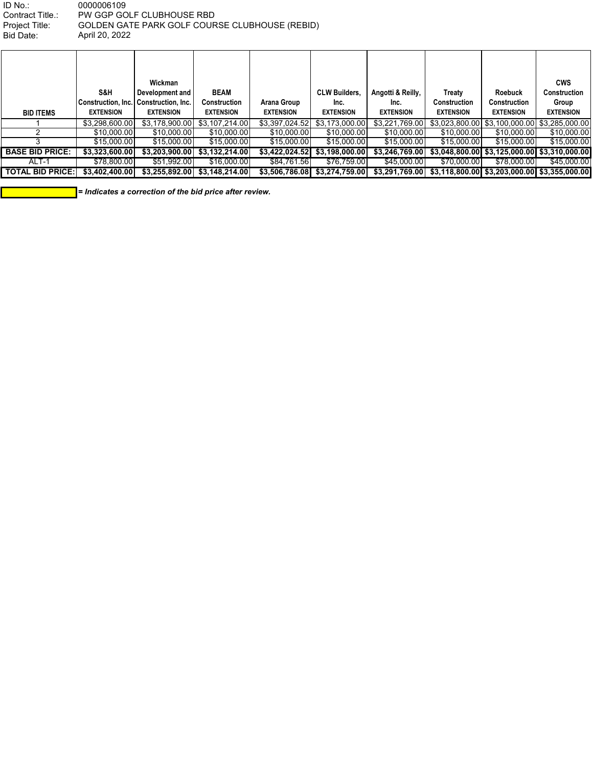ID No.: 0000006109
Contract Title.: PW GGP GOLF CLUBHOUSE RBD
Project Title: GOLDEN GATE PARK GOLF COURSE CLUBHOUSE (REBID)
Bid Date: April 20, 2022

| BID ITEMS | S&H Construction, Inc. EXTENSION | Wickman Development and Construction, Inc. EXTENSION | BEAM Construction EXTENSION | Arana Group EXTENSION | CLW Builders, Inc. EXTENSION | Angotti & Reilly, Inc. EXTENSION | Treaty Construction EXTENSION | Roebuck Construction EXTENSION | CWS Construction Group EXTENSION |
|---|---|---|---|---|---|---|---|---|---|
| 1 | $3,298,600.00 | $3,178,900.00 | $3,107,214.00 | $3,397,024.52 | $3,173,000.00 | $3,221,769.00 | $3,023,800.00 | $3,100,000.00 | $3,285,000.00 |
| 2 | $10,000.00 | $10,000.00 | $10,000.00 | $10,000.00 | $10,000.00 | $10,000.00 | $10,000.00 | $10,000.00 | $10,000.00 |
| 3 | $15,000.00 | $15,000.00 | $15,000.00 | $15,000.00 | $15,000.00 | $15,000.00 | $15,000.00 | $15,000.00 | $15,000.00 |
| **BASE BID PRICE:** | **$3,323,600.00** | **$3,203,900.00** | **$3,132,214.00** | **$3,422,024.52** | **$3,198,000.00** | **$3,246,769.00** | **$3,048,800.00** | **$3,125,000.00** | **$3,310,000.00** |
| ALT-1 | $78,800.00 | $51,992.00 | $16,000.00 | $84,761.56 | $76,759.00 | $45,000.00 | $70,000.00 | $78,000.00 | $45,000.00 |
| **TOTAL BID PRICE:** | **$3,402,400.00** | **$3,255,892.00** | **$3,148,214.00** | **$3,506,786.08** | **$3,274,759.00** | **$3,291,769.00** | **$3,118,800.00** | **$3,203,000.00** | **$3,355,000.00** |

***= Indicates a correction of the bid price after review.***